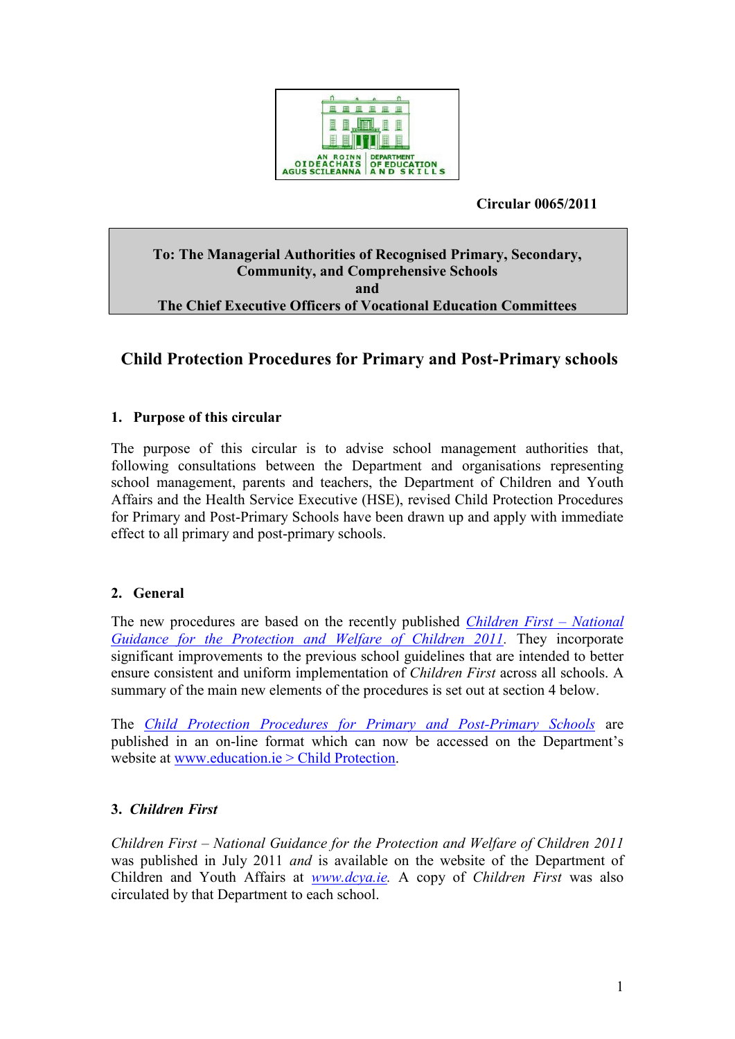AN ROINN OIDEACHAIS AGUS SCILEANNA | DEPARTMENT OF EDUCATION AND SKILLS

**Circular 0065/2011**

**To: The Managerial Authorities of Recognised Primary, Secondary, Community, and Comprehensive Schools**
**and**
**The Chief Executive Officers of Vocational Education Committees**

# Child Protection Procedures for Primary and Post-Primary schools

## 1. Purpose of this circular

The purpose of this circular is to advise school management authorities that, following consultations between the Department and organisations representing school management, parents and teachers, the Department of Children and Youth Affairs and the Health Service Executive (HSE), revised Child Protection Procedures for Primary and Post-Primary Schools have been drawn up and apply with immediate effect to all primary and post-primary schools.

## 2. General

The new procedures are based on the recently published *Children First – National Guidance for the Protection and Welfare of Children 2011*. They incorporate significant improvements to the previous school guidelines that are intended to better ensure consistent and uniform implementation of *Children First* across all schools. A summary of the main new elements of the procedures is set out at section 4 below.

The *Child Protection Procedures for Primary and Post-Primary Schools* are published in an on-line format which can now be accessed on the Department's website at www.education.ie > Child Protection.

## 3. *Children First*

*Children First – National Guidance for the Protection and Welfare of Children 2011* was published in July 2011 *and* is available on the website of the Department of Children and Youth Affairs at *www.dcya.ie*. A copy of *Children First* was also circulated by that Department to each school.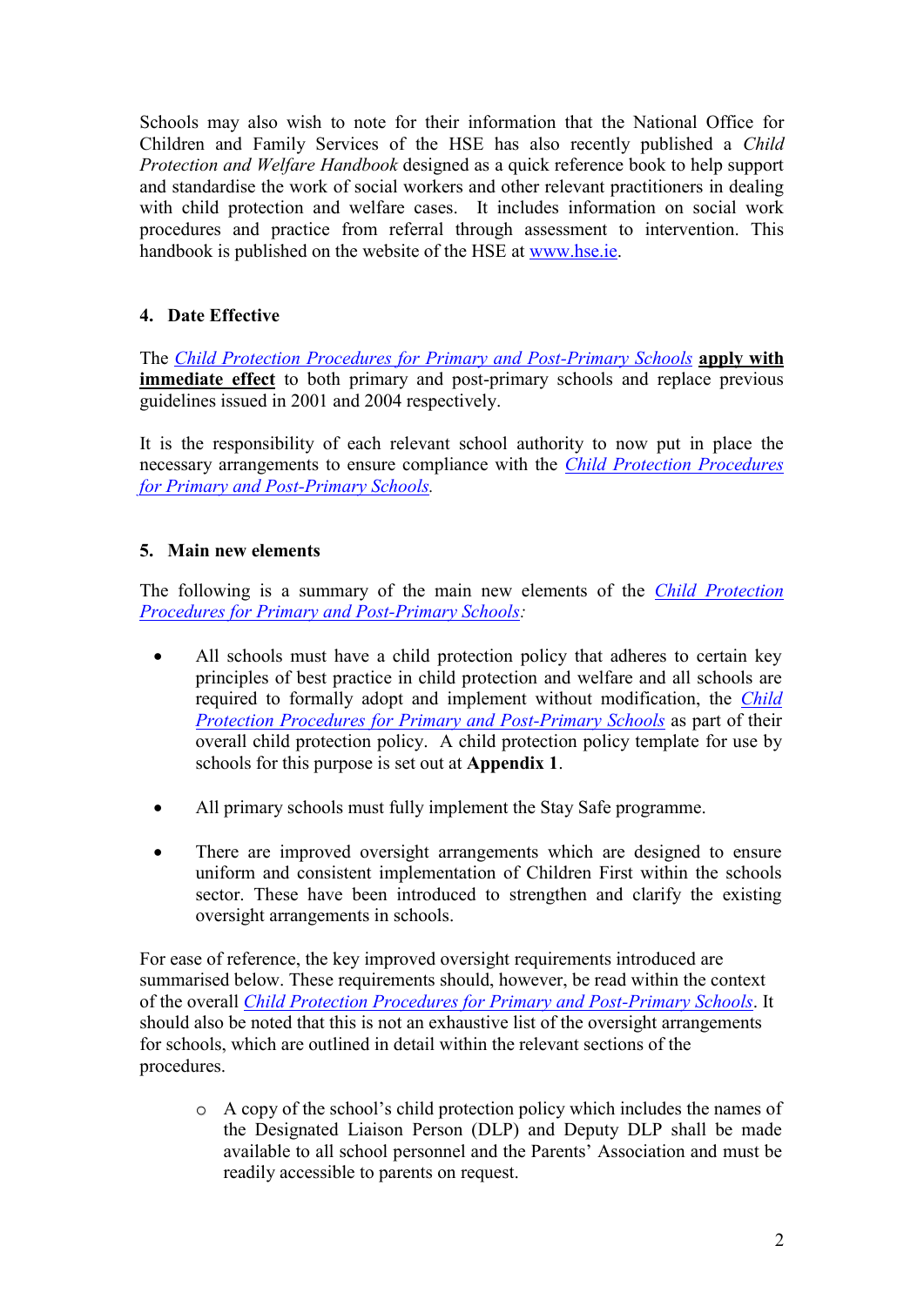Schools may also wish to note for their information that the National Office for Children and Family Services of the HSE has also recently published a *Child Protection and Welfare Handbook* designed as a quick reference book to help support and standardise the work of social workers and other relevant practitioners in dealing with child protection and welfare cases. It includes information on social work procedures and practice from referral through assessment to intervention. This handbook is published on the website of the HSE at www.hse.ie.

## 4. Date Effective

The *Child Protection Procedures for Primary and Post-Primary Schools* **apply with immediate effect** to both primary and post-primary schools and replace previous guidelines issued in 2001 and 2004 respectively.

It is the responsibility of each relevant school authority to now put in place the necessary arrangements to ensure compliance with the *Child Protection Procedures for Primary and Post-Primary Schools.*

## 5. Main new elements

The following is a summary of the main new elements of the *Child Protection Procedures for Primary and Post-Primary Schools:*

- All schools must have a child protection policy that adheres to certain key principles of best practice in child protection and welfare and all schools are required to formally adopt and implement without modification, the *Child Protection Procedures for Primary and Post-Primary Schools* as part of their overall child protection policy. A child protection policy template for use by schools for this purpose is set out at **Appendix 1**.

- All primary schools must fully implement the Stay Safe programme.

- There are improved oversight arrangements which are designed to ensure uniform and consistent implementation of Children First within the schools sector. These have been introduced to strengthen and clarify the existing oversight arrangements in schools.

For ease of reference, the key improved oversight requirements introduced are summarised below. These requirements should, however, be read within the context of the overall *Child Protection Procedures for Primary and Post-Primary Schools*. It should also be noted that this is not an exhaustive list of the oversight arrangements for schools, which are outlined in detail within the relevant sections of the procedures.

  - A copy of the school's child protection policy which includes the names of the Designated Liaison Person (DLP) and Deputy DLP shall be made available to all school personnel and the Parents' Association and must be readily accessible to parents on request.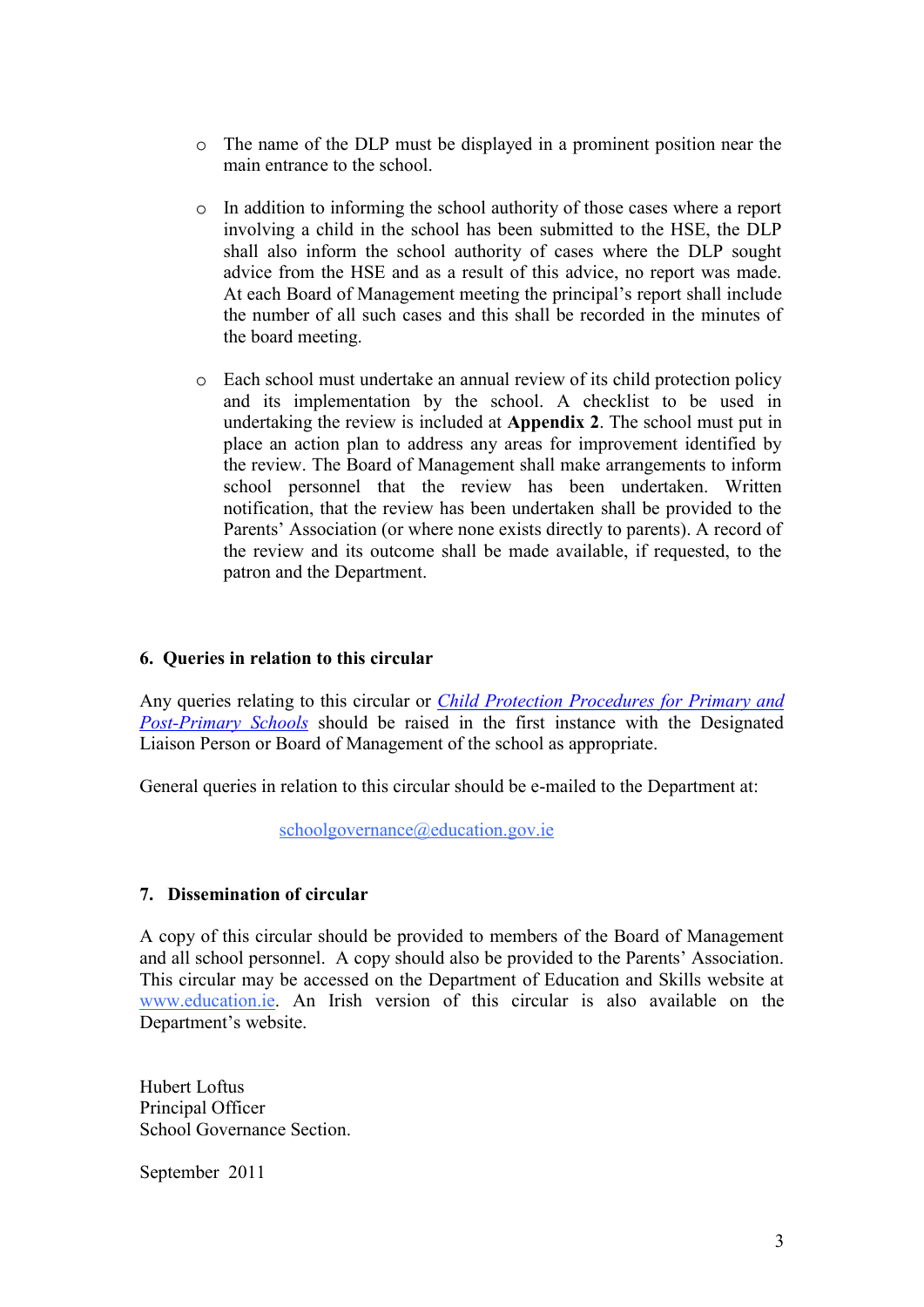- The name of the DLP must be displayed in a prominent position near the main entrance to the school.

- In addition to informing the school authority of those cases where a report involving a child in the school has been submitted to the HSE, the DLP shall also inform the school authority of cases where the DLP sought advice from the HSE and as a result of this advice, no report was made. At each Board of Management meeting the principal's report shall include the number of all such cases and this shall be recorded in the minutes of the board meeting.

- Each school must undertake an annual review of its child protection policy and its implementation by the school. A checklist to be used in undertaking the review is included at **Appendix 2**. The school must put in place an action plan to address any areas for improvement identified by the review. The Board of Management shall make arrangements to inform school personnel that the review has been undertaken. Written notification, that the review has been undertaken shall be provided to the Parents' Association (or where none exists directly to parents). A record of the review and its outcome shall be made available, if requested, to the patron and the Department.

## 6. Queries in relation to this circular

Any queries relating to this circular or *Child Protection Procedures for Primary and Post-Primary Schools* should be raised in the first instance with the Designated Liaison Person or Board of Management of the school as appropriate.

General queries in relation to this circular should be e-mailed to the Department at:

schoolgovernance@education.gov.ie

## 7. Dissemination of circular

A copy of this circular should be provided to members of the Board of Management and all school personnel. A copy should also be provided to the Parents' Association. This circular may be accessed on the Department of Education and Skills website at www.education.ie. An Irish version of this circular is also available on the Department's website.

Hubert Loftus
Principal Officer
School Governance Section.

September 2011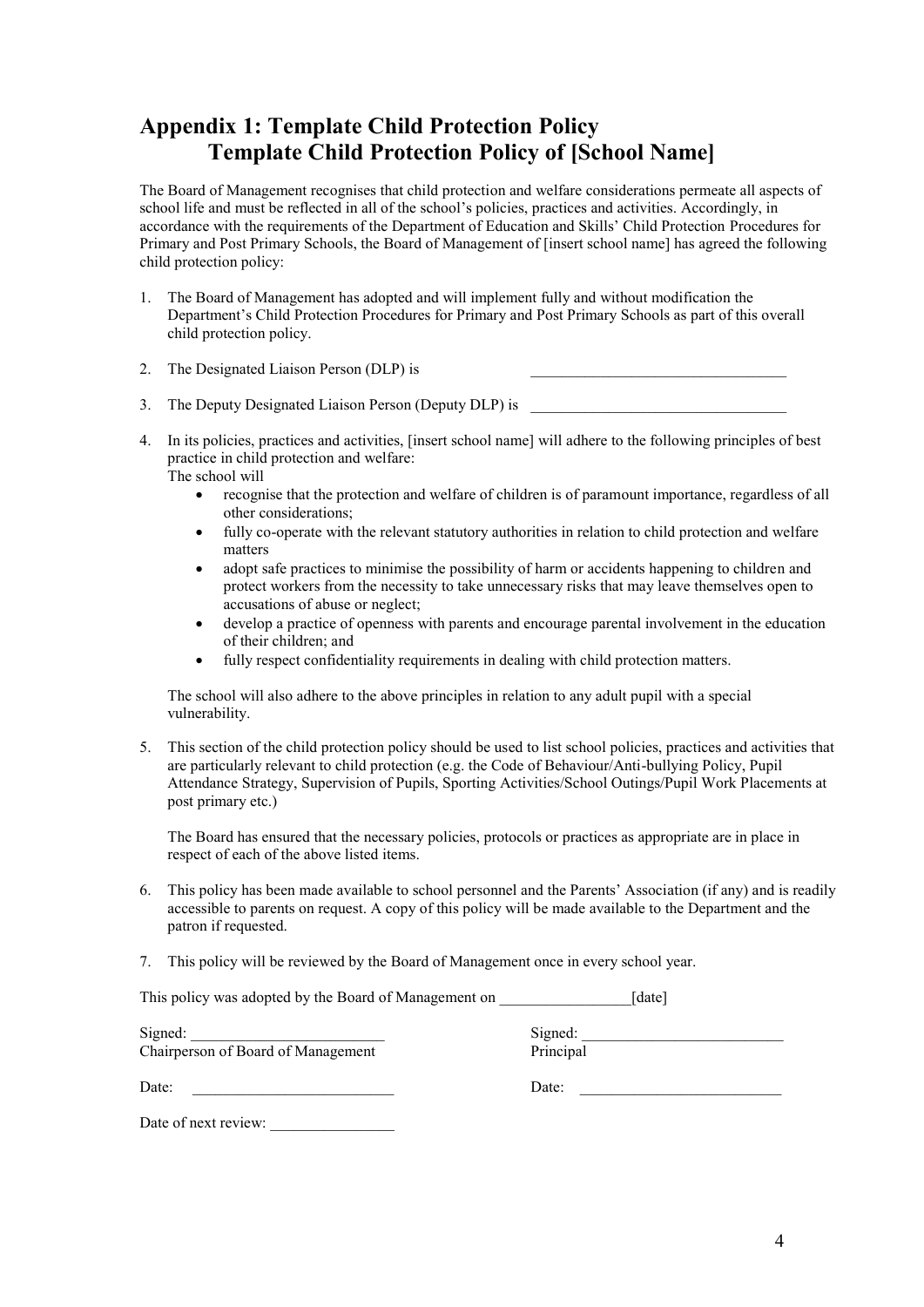# Appendix 1: Template Child Protection Policy

## Template Child Protection Policy of [School Name]

The Board of Management recognises that child protection and welfare considerations permeate all aspects of school life and must be reflected in all of the school's policies, practices and activities. Accordingly, in accordance with the requirements of the Department of Education and Skills' Child Protection Procedures for Primary and Post Primary Schools, the Board of Management of [insert school name] has agreed the following child protection policy:

1. The Board of Management has adopted and will implement fully and without modification the Department's Child Protection Procedures for Primary and Post Primary Schools as part of this overall child protection policy.

2. The Designated Liaison Person (DLP) is ________________________________

3. The Deputy Designated Liaison Person (Deputy DLP) is ________________________________

4. In its policies, practices and activities, [insert school name] will adhere to the following principles of best practice in child protection and welfare:
   The school will
   - recognise that the protection and welfare of children is of paramount importance, regardless of all other considerations;
   - fully co-operate with the relevant statutory authorities in relation to child protection and welfare matters
   - adopt safe practices to minimise the possibility of harm or accidents happening to children and protect workers from the necessity to take unnecessary risks that may leave themselves open to accusations of abuse or neglect;
   - develop a practice of openness with parents and encourage parental involvement in the education of their children; and
   - fully respect confidentiality requirements in dealing with child protection matters.

   The school will also adhere to the above principles in relation to any adult pupil with a special vulnerability.

5. This section of the child protection policy should be used to list school policies, practices and activities that are particularly relevant to child protection (e.g. the Code of Behaviour/Anti-bullying Policy, Pupil Attendance Strategy, Supervision of Pupils, Sporting Activities/School Outings/Pupil Work Placements at post primary etc.)

   The Board has ensured that the necessary policies, protocols or practices as appropriate are in place in respect of each of the above listed items.

6. This policy has been made available to school personnel and the Parents' Association (if any) and is readily accessible to parents on request. A copy of this policy will be made available to the Department and the patron if requested.

7. This policy will be reviewed by the Board of Management once in every school year.

This policy was adopted by the Board of Management on ________________[date]

Signed: ________________________
Chairperson of Board of Management

Date: ________________________

Signed: ________________________
Principal

Date: ________________________

Date of next review: ________________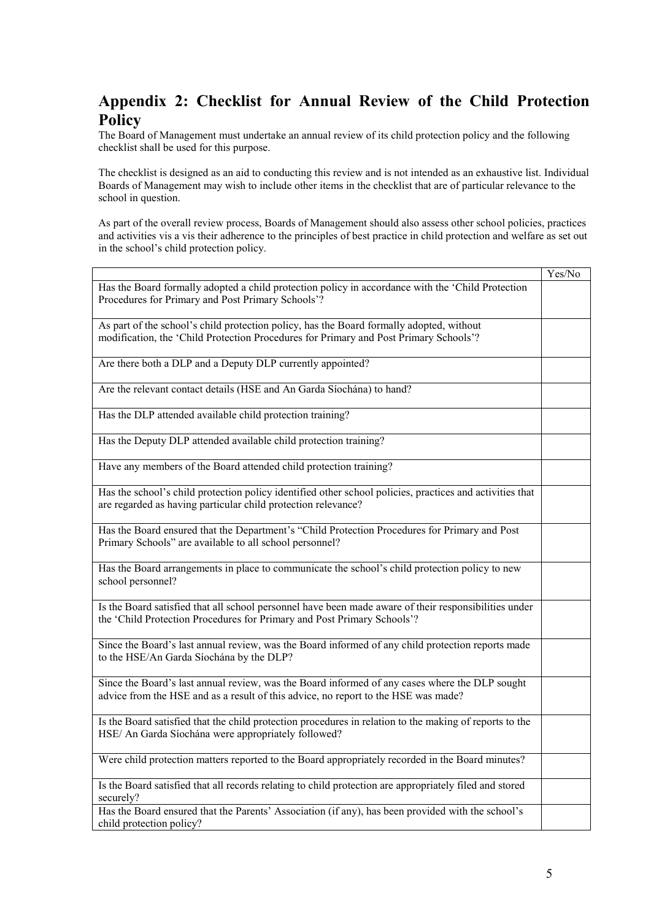## Appendix 2: Checklist for Annual Review of the Child Protection Policy

The Board of Management must undertake an annual review of its child protection policy and the following checklist shall be used for this purpose.

The checklist is designed as an aid to conducting this review and is not intended as an exhaustive list. Individual Boards of Management may wish to include other items in the checklist that are of particular relevance to the school in question.

As part of the overall review process, Boards of Management should also assess other school policies, practices and activities vis a vis their adherence to the principles of best practice in child protection and welfare as set out in the school's child protection policy.

| | Yes/No |
|---|---|
| Has the Board formally adopted a child protection policy in accordance with the 'Child Protection Procedures for Primary and Post Primary Schools'? | |
| As part of the school's child protection policy, has the Board formally adopted, without modification, the 'Child Protection Procedures for Primary and Post Primary Schools'? | |
| Are there both a DLP and a Deputy DLP currently appointed? | |
| Are the relevant contact details (HSE and An Garda Síochána) to hand? | |
| Has the DLP attended available child protection training? | |
| Has the Deputy DLP attended available child protection training? | |
| Have any members of the Board attended child protection training? | |
| Has the school's child protection policy identified other school policies, practices and activities that are regarded as having particular child protection relevance? | |
| Has the Board ensured that the Department's "Child Protection Procedures for Primary and Post Primary Schools" are available to all school personnel? | |
| Has the Board arrangements in place to communicate the school's child protection policy to new school personnel? | |
| Is the Board satisfied that all school personnel have been made aware of their responsibilities under the 'Child Protection Procedures for Primary and Post Primary Schools'? | |
| Since the Board's last annual review, was the Board informed of any child protection reports made to the HSE/An Garda Síochána by the DLP? | |
| Since the Board's last annual review, was the Board informed of any cases where the DLP sought advice from the HSE and as a result of this advice, no report to the HSE was made? | |
| Is the Board satisfied that the child protection procedures in relation to the making of reports to the HSE/ An Garda Síochána were appropriately followed? | |
| Were child protection matters reported to the Board appropriately recorded in the Board minutes? | |
| Is the Board satisfied that all records relating to child protection are appropriately filed and stored securely? | |
| Has the Board ensured that the Parents' Association (if any), has been provided with the school's child protection policy? | |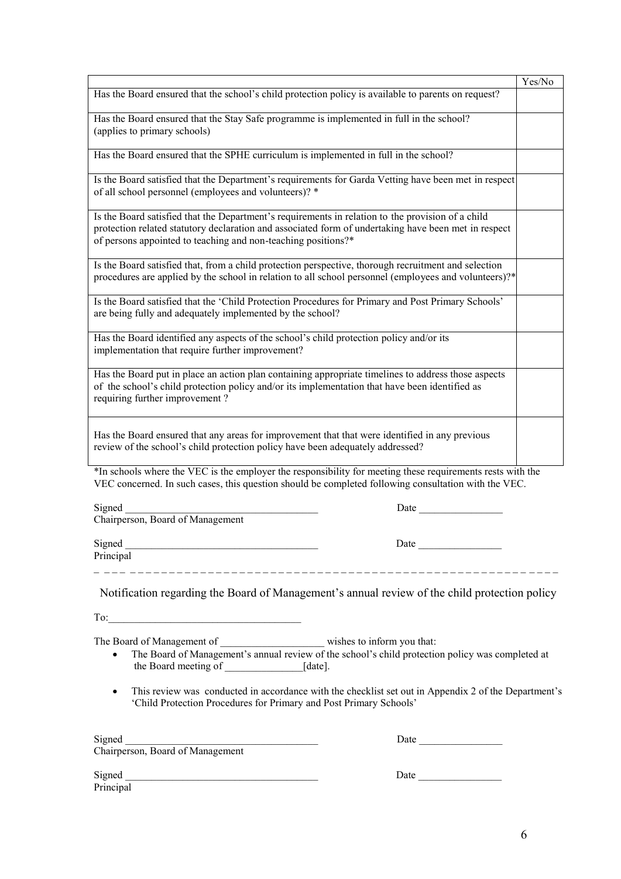| | Yes/No |
|---|---|
| Has the Board ensured that the school's child protection policy is available to parents on request? | |
| Has the Board ensured that the Stay Safe programme is implemented in full in the school? (applies to primary schools) | |
| Has the Board ensured that the SPHE curriculum is implemented in full in the school? | |
| Is the Board satisfied that the Department's requirements for Garda Vetting have been met in respect of all school personnel (employees and volunteers)? * | |
| Is the Board satisfied that the Department's requirements in relation to the provision of a child protection related statutory declaration and associated form of undertaking have been met in respect of persons appointed to teaching and non-teaching positions?* | |
| Is the Board satisfied that, from a child protection perspective, thorough recruitment and selection procedures are applied by the school in relation to all school personnel (employees and volunteers)?* | |
| Is the Board satisfied that the 'Child Protection Procedures for Primary and Post Primary Schools' are being fully and adequately implemented by the school? | |
| Has the Board identified any aspects of the school's child protection policy and/or its implementation that require further improvement? | |
| Has the Board put in place an action plan containing appropriate timelines to address those aspects of the school's child protection policy and/or its implementation that have been identified as requiring further improvement ? | |
| Has the Board ensured that any areas for improvement that that were identified in any previous review of the school's child protection policy have been adequately addressed? | |

*In schools where the VEC is the employer the responsibility for meeting these requirements rests with the VEC concerned. In such cases, this question should be completed following consultation with the VEC.

Signed ____________________________________ Date ________________
Chairperson, Board of Management

Signed ____________________________________ Date ________________
Principal

---

Notification regarding the Board of Management's annual review of the child protection policy

To:____________________________________

The Board of Management of ____________________ wishes to inform you that:

- The Board of Management's annual review of the school's child protection policy was completed at the Board meeting of _______________[date].

- This review was conducted in accordance with the checklist set out in Appendix 2 of the Department's 'Child Protection Procedures for Primary and Post Primary Schools'

Signed ____________________________________ Date ________________
Chairperson, Board of Management

Signed ____________________________________ Date ________________
Principal